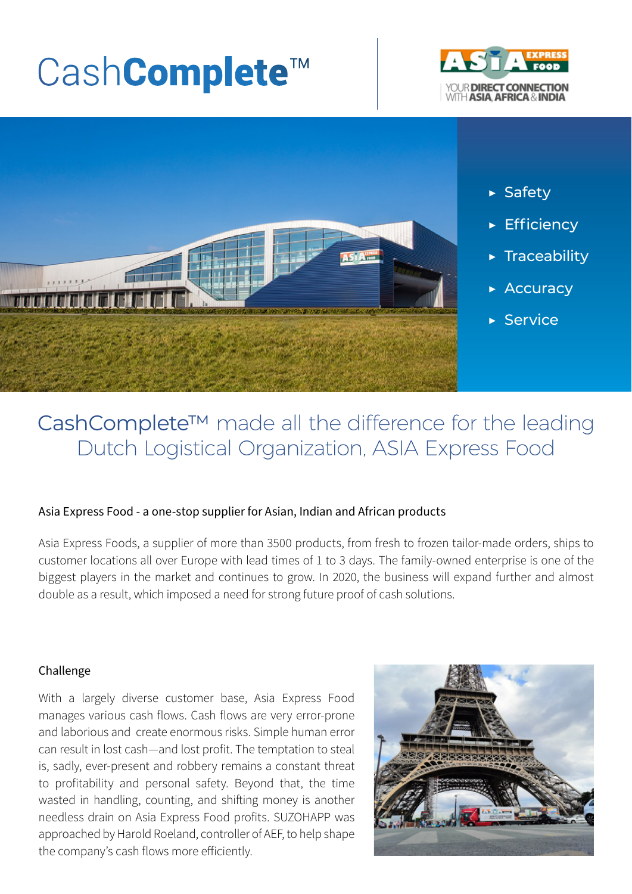# CashComplete™

YOUR DIRECT CONNECTION WITH ASIA, AFRICA & INDIA

- Safety
- Efficiency
- Traceability
- Accuracy
- Service

## CashComplete™ made all the difference for the leading Dutch Logistical Organization, ASIA Express Food

### Asia Express Food - a one-stop supplier for Asian, Indian and African products

Asia Express Foods, a supplier of more than 3500 products, from fresh to frozen tailor-made orders, ships to customer locations all over Europe with lead times of 1 to 3 days. The family-owned enterprise is one of the biggest players in the market and continues to grow. In 2020, the business will expand further and almost double as a result, which imposed a need for strong future proof of cash solutions.

### Challenge

With a largely diverse customer base, Asia Express Food manages various cash flows. Cash flows are very error-prone and laborious and create enormous risks. Simple human error can result in lost cash—and lost profit. The temptation to steal is, sadly, ever-present and robbery remains a constant threat to profitability and personal safety. Beyond that, the time wasted in handling, counting, and shifting money is another needless drain on Asia Express Food profits. SUZOHAPP was approached by Harold Roeland, controller of AEF, to help shape the company's cash flows more efficiently.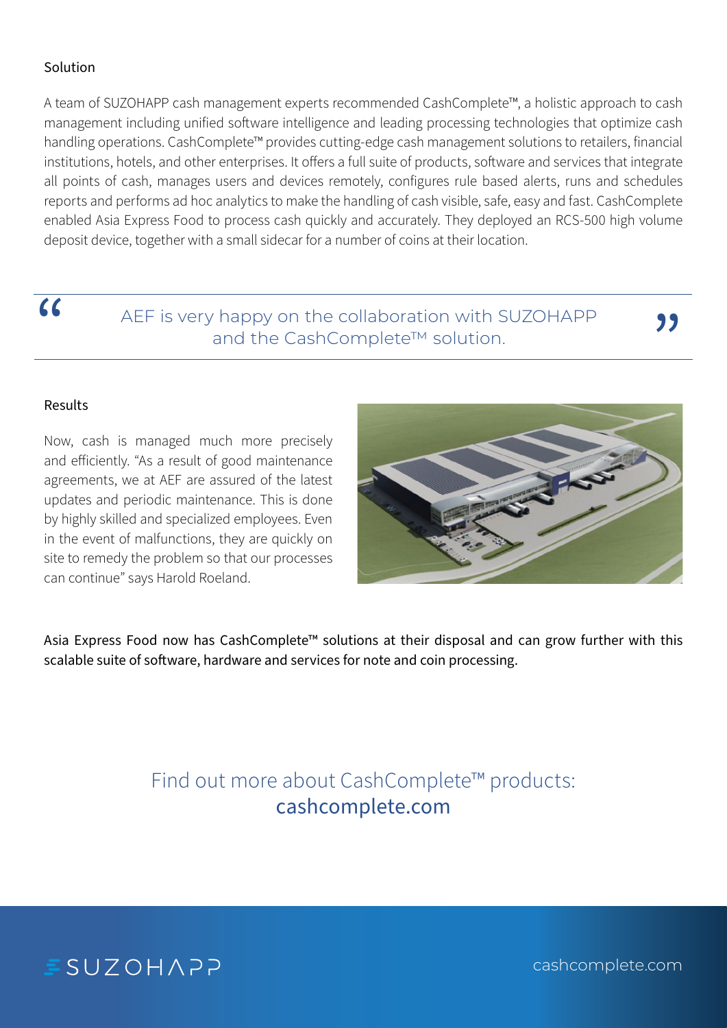## Solution

A team of SUZOHAPP cash management experts recommended CashComplete™, a holistic approach to cash management including unified software intelligence and leading processing technologies that optimize cash handling operations. CashComplete™ provides cutting-edge cash management solutions to retailers, financial institutions, hotels, and other enterprises. It offers a full suite of products, software and services that integrate all points of cash, manages users and devices remotely, configures rule based alerts, runs and schedules reports and performs ad hoc analytics to make the handling of cash visible, safe, easy and fast. CashComplete enabled Asia Express Food to process cash quickly and accurately. They deployed an RCS-500 high volume deposit device, together with a small sidecar for a number of coins at their location.

> “AEF is very happy on the collaboration with SUZOHAPP and the CashComplete™ solution.”

## Results

Now, cash is managed much more precisely and efficiently. “As a result of good maintenance agreements, we at AEF are assured of the latest updates and periodic maintenance. This is done by highly skilled and specialized employees. Even in the event of malfunctions, they are quickly on site to remedy the problem so that our processes can continue” says Harold Roeland.

Asia Express Food now has CashComplete™ solutions at their disposal and can grow further with this scalable suite of software, hardware and services for note and coin processing.

Find out more about CashComplete™ products:
**cashcomplete.com**

SUZOHAPP

cashcomplete.com